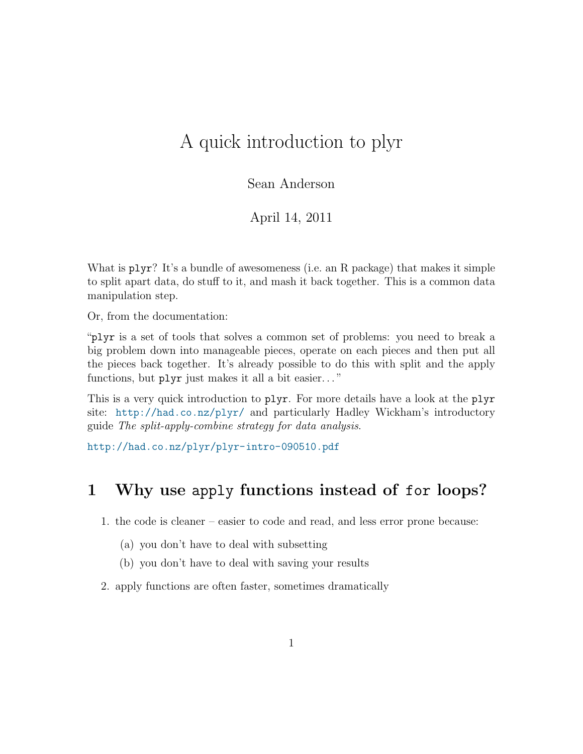# A quick introduction to plyr

Sean Anderson

April 14, 2011

What is `plyr`? It's a bundle of awesomeness (i.e. an R package) that makes it simple to split apart data, do stuff to it, and mash it back together. This is a common data manipulation step.

Or, from the documentation:

"`plyr` is a set of tools that solves a common set of problems: you need to break a big problem down into manageable pieces, operate on each pieces and then put all the pieces back together. It's already possible to do this with split and the apply functions, but `plyr` just makes it all a bit easier..."

This is a very quick introduction to `plyr`. For more details have a look at the `plyr` site: http://had.co.nz/plyr/ and particularly Hadley Wickham's introductory guide *The split-apply-combine strategy for data analysis*.

http://had.co.nz/plyr/plyr-intro-090510.pdf

## 1 Why use `apply` functions instead of `for` loops?

1. the code is cleaner – easier to code and read, and less error prone because:
   (a) you don't have to deal with subsetting
   (b) you don't have to deal with saving your results
2. apply functions are often faster, sometimes dramatically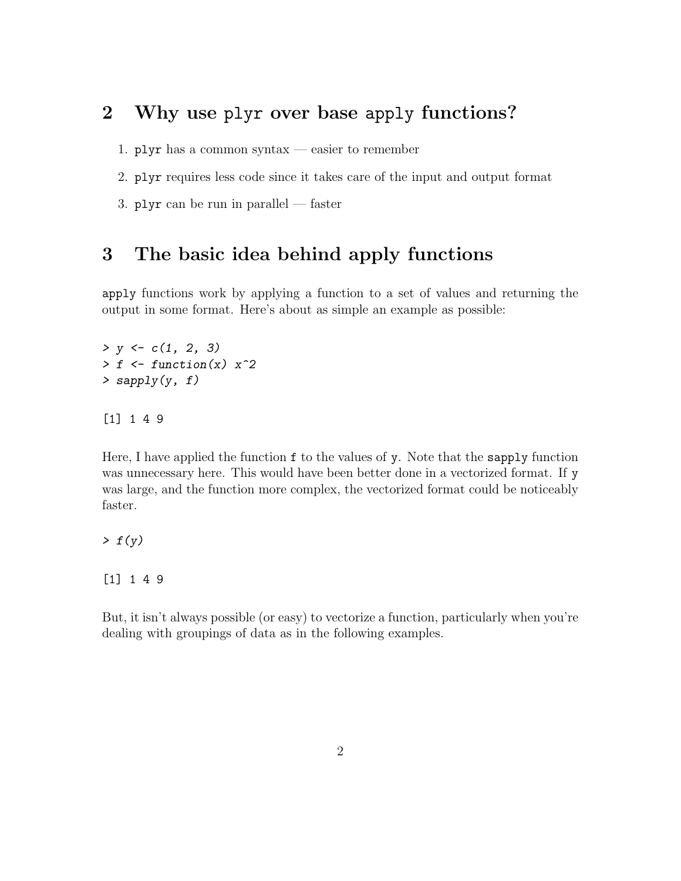## 2 Why use `plyr` over base `apply` functions?

1. `plyr` has a common syntax — easier to remember
2. `plyr` requires less code since it takes care of the input and output format
3. `plyr` can be run in parallel — faster

## 3 The basic idea behind apply functions

`apply` functions work by applying a function to a set of values and returning the output in some format. Here's about as simple an example as possible:

```
> y <- c(1, 2, 3)
> f <- function(x) x^2
> sapply(y, f)
```

```
[1] 1 4 9
```

Here, I have applied the function `f` to the values of `y`. Note that the `sapply` function was unnecessary here. This would have been better done in a vectorized format. If `y` was large, and the function more complex, the vectorized format could be noticeably faster.

```
> f(y)
```

```
[1] 1 4 9
```

But, it isn't always possible (or easy) to vectorize a function, particularly when you're dealing with groupings of data as in the following examples.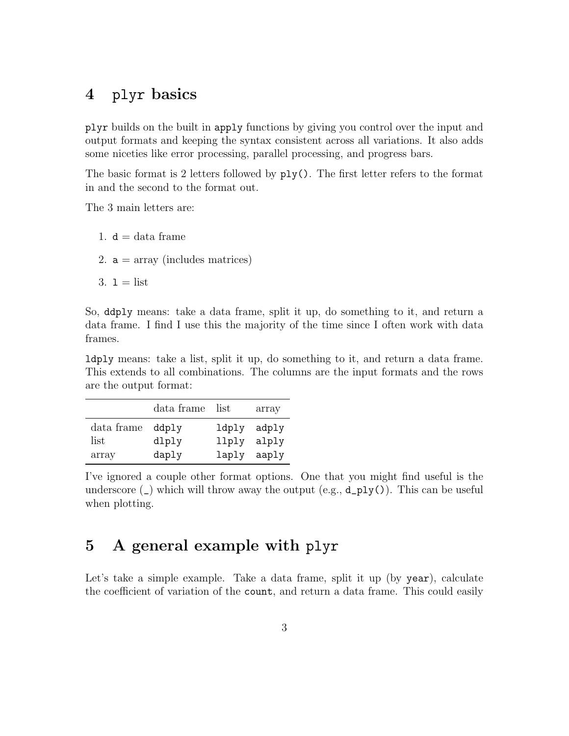# 4 `plyr` basics

`plyr` builds on the built in `apply` functions by giving you control over the input and output formats and keeping the syntax consistent across all variations. It also adds some niceties like error processing, parallel processing, and progress bars.

The basic format is 2 letters followed by `ply()`. The first letter refers to the format in and the second to the format out.

The 3 main letters are:

1. `d` = data frame
2. `a` = array (includes matrices)
3. `l` = list

So, `ddply` means: take a data frame, split it up, do something to it, and return a data frame. I find I use this the majority of the time since I often work with data frames.

`ldply` means: take a list, split it up, do something to it, and return a data frame. This extends to all combinations. The columns are the input formats and the rows are the output format:

| | data frame | list | array |
|---|---|---|---|
| data frame | `ddply` | `ldply` | `adply` |
| list | `dlply` | `llply` | `alply` |
| array | `daply` | `laply` | `aaply` |

I've ignored a couple other format options. One that you might find useful is the underscore (_) which will throw away the output (e.g., `d_ply()`). This can be useful when plotting.

# 5 A general example with `plyr`

Let's take a simple example. Take a data frame, split it up (by `year`), calculate the coefficient of variation of the `count`, and return a data frame. This could easily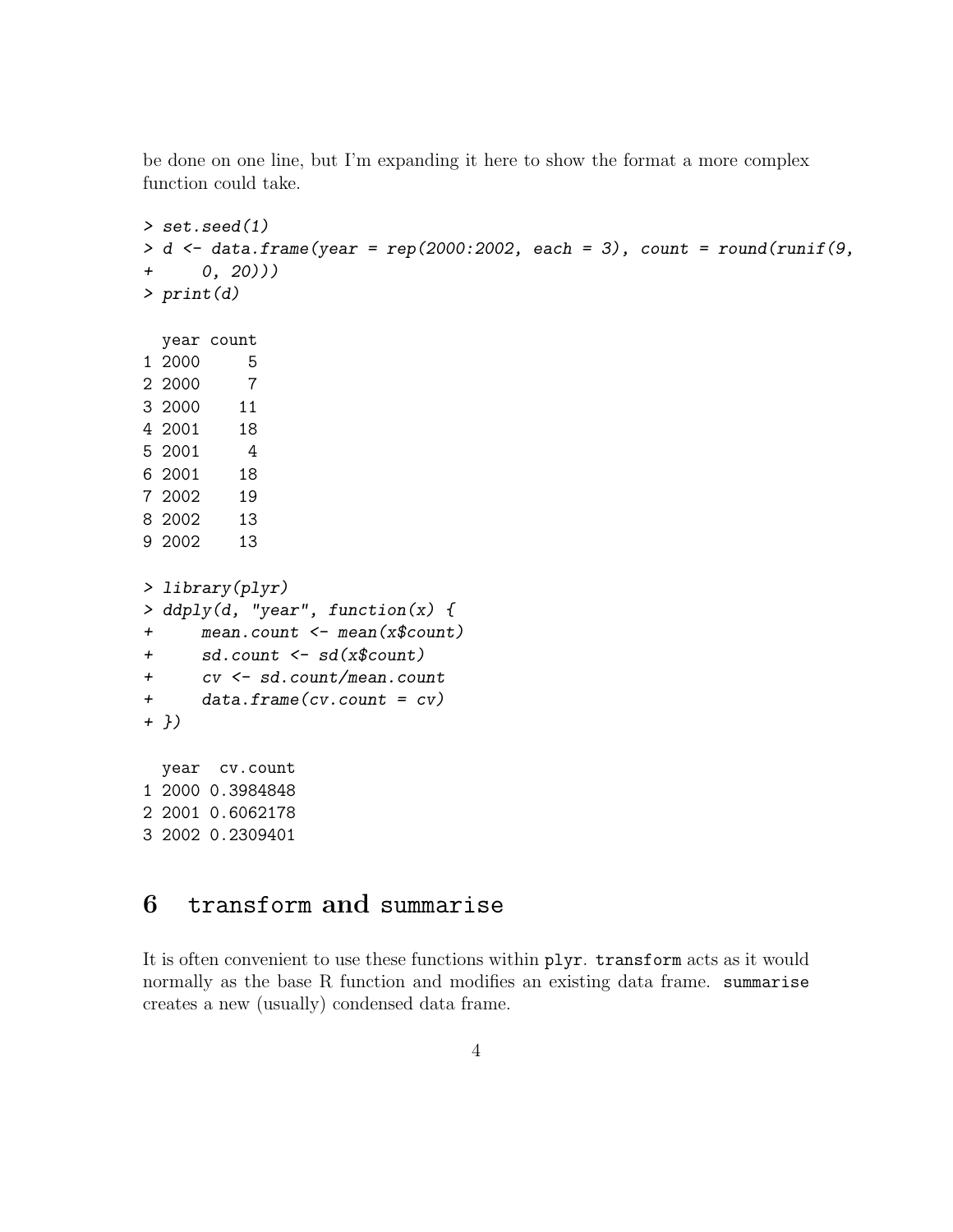be done on one line, but I'm expanding it here to show the format a more complex function could take.

```
> set.seed(1)
> d <- data.frame(year = rep(2000:2002, each = 3), count = round(runif(9,
+     0, 20)))
> print(d)

  year count
1 2000     5
2 2000     7
3 2000    11
4 2001    18
5 2001     4
6 2001    18
7 2002    19
8 2002    13
9 2002    13
```

```
> library(plyr)
> ddply(d, "year", function(x) {
+     mean.count <- mean(x$count)
+     sd.count <- sd(x$count)
+     cv <- sd.count/mean.count
+     data.frame(cv.count = cv)
+ })

  year  cv.count
1 2000 0.3984848
2 2001 0.6062178
3 2002 0.2309401
```

## 6 transform and summarise

It is often convenient to use these functions within `plyr`. `transform` acts as it would normally as the base R function and modifies an existing data frame. `summarise` creates a new (usually) condensed data frame.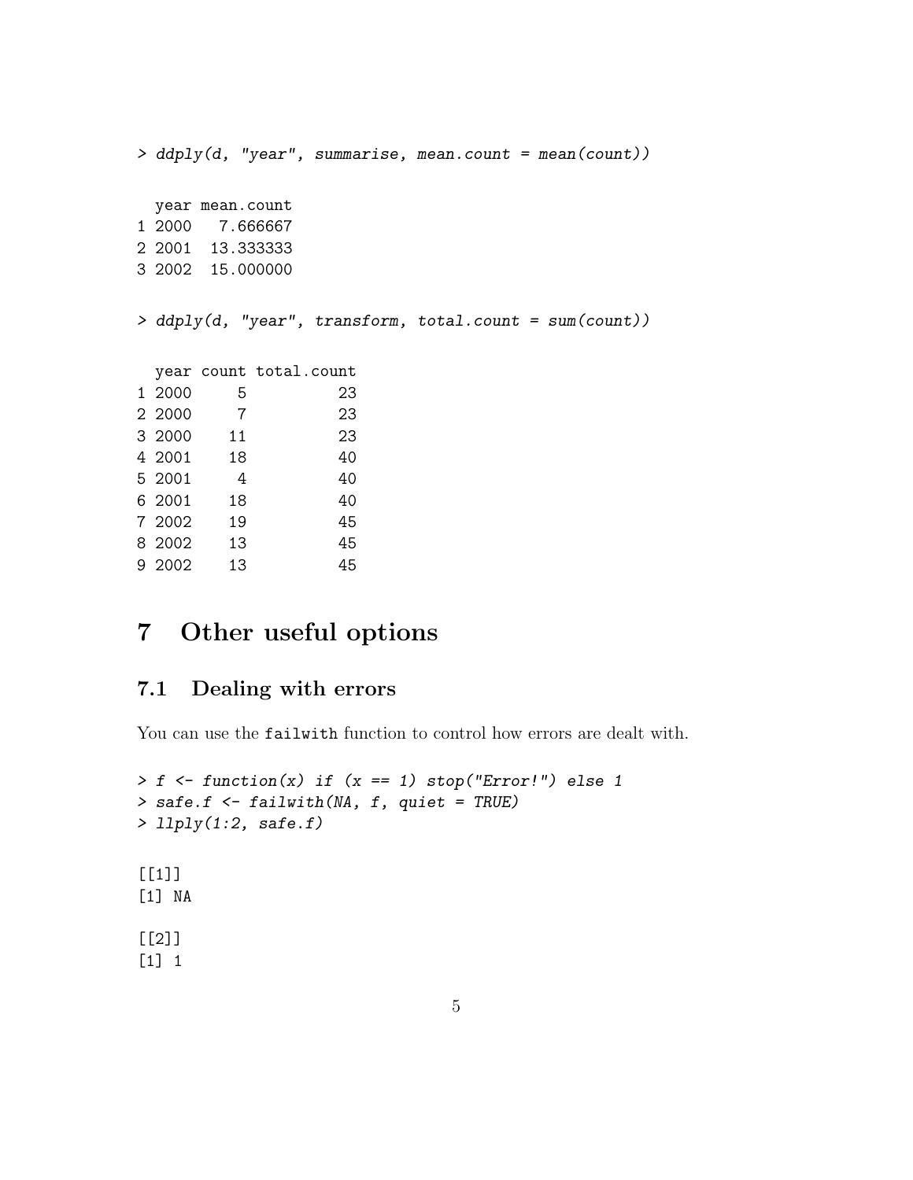```
> ddply(d, "year", summarise, mean.count = mean(count))

  year mean.count
1 2000   7.666667
2 2001  13.333333
3 2002  15.000000
```

```
> ddply(d, "year", transform, total.count = sum(count))

  year count total.count
1 2000     5          23
2 2000     7          23
3 2000    11          23
4 2001    18          40
5 2001     4          40
6 2001    18          40
7 2002    19          45
8 2002    13          45
9 2002    13          45
```

# 7 Other useful options

## 7.1 Dealing with errors

You can use the `failwith` function to control how errors are dealt with.

```
> f <- function(x) if (x == 1) stop("Error!") else 1
> safe.f <- failwith(NA, f, quiet = TRUE)
> llply(1:2, safe.f)

[[1]]
[1] NA

[[2]]
[1] 1
```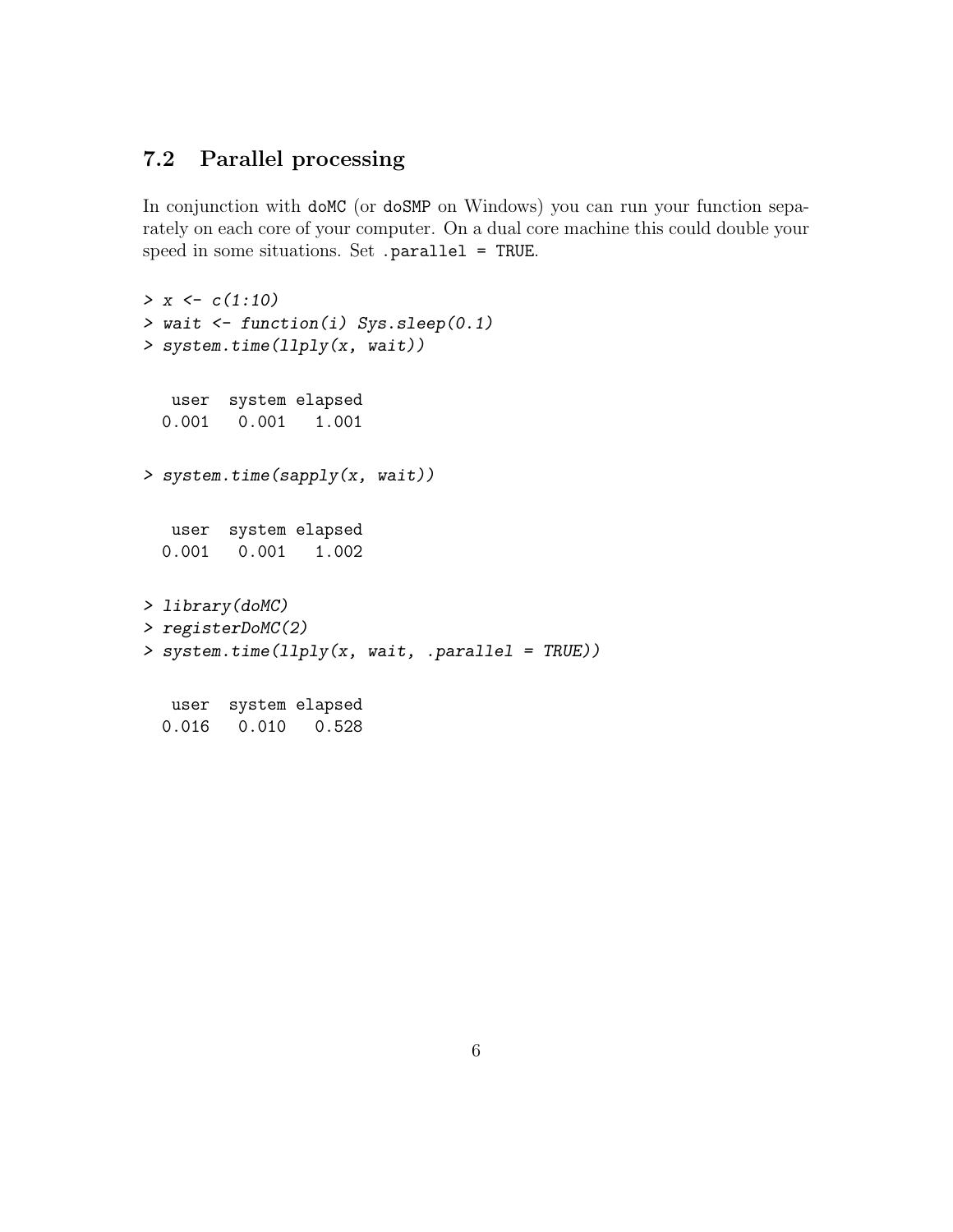## 7.2 Parallel processing

In conjunction with `doMC` (or `doSMP` on Windows) you can run your function separately on each core of your computer. On a dual core machine this could double your speed in some situations. Set `.parallel = TRUE`.

```
> x <- c(1:10)
> wait <- function(i) Sys.sleep(0.1)
> system.time(llply(x, wait))

   user  system elapsed
  0.001   0.001   1.001

> system.time(sapply(x, wait))

   user  system elapsed
  0.001   0.001   1.002

> library(doMC)
> registerDoMC(2)
> system.time(llply(x, wait, .parallel = TRUE))

   user  system elapsed
  0.016   0.010   0.528
```